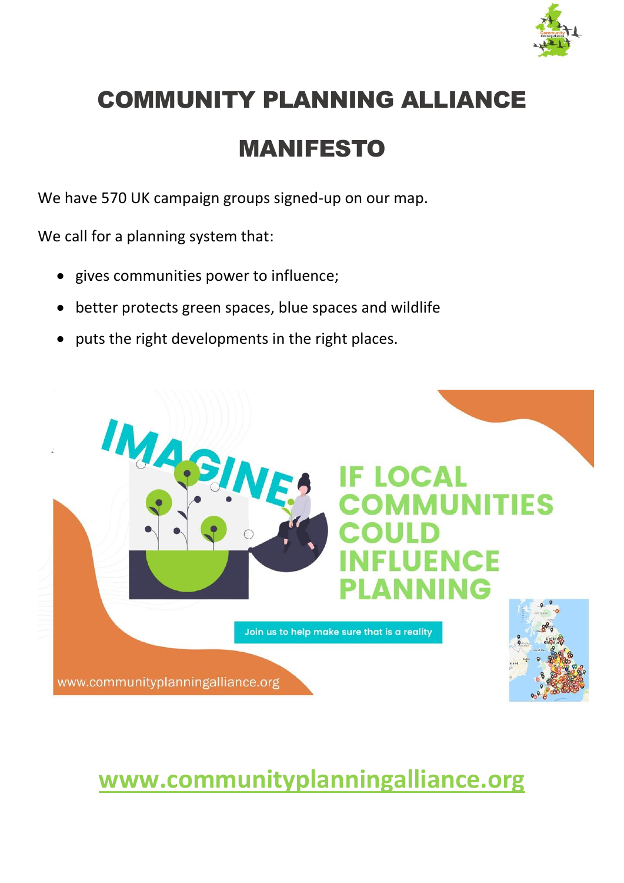# COMMUNITY PLANNING ALLIANCE

# MANIFESTO

We have 570 UK campaign groups signed-up on our map.

We call for a planning system that:

- gives communities power to influence;
- better protects green spaces, blue spaces and wildlife
- puts the right developments in the right places.

IMAGINE IF LOCAL COMMUNITIES COULD INFLUENCE PLANNING

Join us to help make sure that is a reality

www.communityplanningalliance.org

## www.communityplanningalliance.org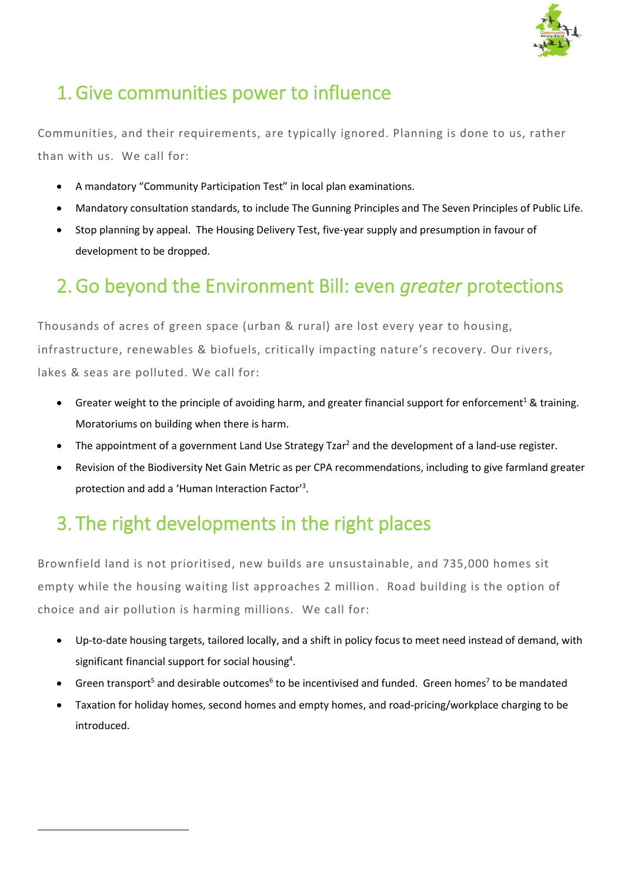## 1. Give communities power to influence

Communities, and their requirements, are typically ignored. Planning is done to us, rather than with us. We call for:

- A mandatory "Community Participation Test" in local plan examinations.
- Mandatory consultation standards, to include The Gunning Principles and The Seven Principles of Public Life.
- Stop planning by appeal. The Housing Delivery Test, five-year supply and presumption in favour of development to be dropped.

## 2. Go beyond the Environment Bill: even *greater* protections

Thousands of acres of green space (urban & rural) are lost every year to housing, infrastructure, renewables & biofuels, critically impacting nature's recovery. Our rivers, lakes & seas are polluted. We call for:

- Greater weight to the principle of avoiding harm, and greater financial support for enforcement[1] & training. Moratoriums on building when there is harm.
- The appointment of a government Land Use Strategy Tzar[2] and the development of a land-use register.
- Revision of the Biodiversity Net Gain Metric as per CPA recommendations, including to give farmland greater protection and add a 'Human Interaction Factor'[3].

## 3. The right developments in the right places

Brownfield land is not prioritised, new builds are unsustainable, and 735,000 homes sit empty while the housing waiting list approaches 2 million. Road building is the option of choice and air pollution is harming millions. We call for:

- Up-to-date housing targets, tailored locally, and a shift in policy focus to meet need instead of demand, with significant financial support for social housing[4].
- Green transport[5] and desirable outcomes[6] to be incentivised and funded. Green homes[7] to be mandated
- Taxation for holiday homes, second homes and empty homes, and road-pricing/workplace charging to be introduced.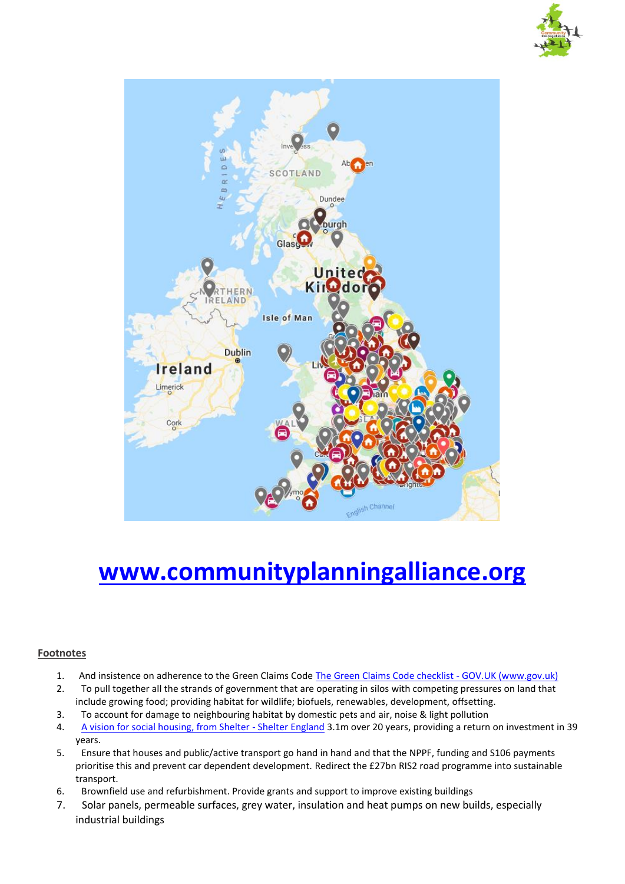[www.communityplanningalliance.org](http://www.communityplanningalliance.org)

**Footnotes**

1. And insistence on adherence to the Green Claims Code The Green Claims Code checklist - GOV.UK (www.gov.uk)
2. To pull together all the strands of government that are operating in silos with competing pressures on land that include growing food; providing habitat for wildlife; biofuels, renewables, development, offsetting.
3. To account for damage to neighbouring habitat by domestic pets and air, noise & light pollution
4. A vision for social housing, from Shelter - Shelter England 3.1m over 20 years, providing a return on investment in 39 years.
5. Ensure that houses and public/active transport go hand in hand and that the NPPF, funding and S106 payments prioritise this and prevent car dependent development. Redirect the £27bn RIS2 road programme into sustainable transport.
6. Brownfield use and refurbishment. Provide grants and support to improve existing buildings
7. Solar panels, permeable surfaces, grey water, insulation and heat pumps on new builds, especially industrial buildings